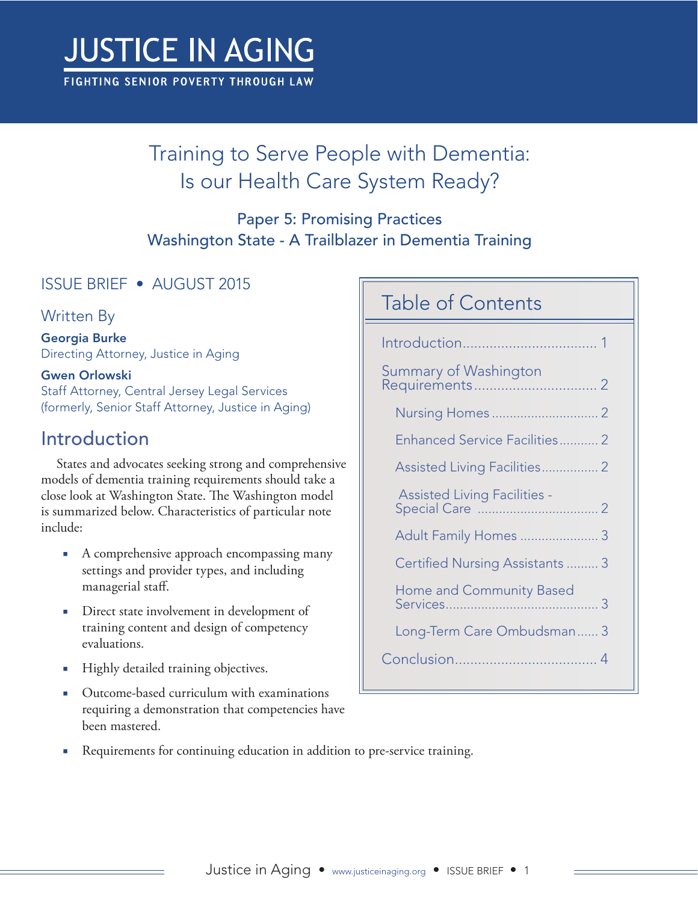# JUSTICE IN AGING

FIGHTING SENIOR POVERTY THROUGH LAW

## Training to Serve People with Dementia: Is our Health Care System Ready?

### Paper 5: Promising Practices
### Washington State - A Trailblazer in Dementia Training

ISSUE BRIEF • AUGUST 2015

Written By

**Georgia Burke**
Directing Attorney, Justice in Aging

**Gwen Orlowski**
Staff Attorney, Central Jersey Legal Services
(formerly, Senior Staff Attorney, Justice in Aging)

## Table of Contents

- Introduction .................................. 1
- Summary of Washington Requirements .................................. 2
  - Nursing Homes .................................. 2
  - Enhanced Service Facilities .................................. 2
  - Assisted Living Facilities .................................. 2
  - Assisted Living Facilities - Special Care .................................. 2
  - Adult Family Homes .................................. 3
  - Certified Nursing Assistants .................................. 3
  - Home and Community Based Services .................................. 3
  - Long-Term Care Ombudsman .................................. 3
- Conclusion .................................. 4

## Introduction

States and advocates seeking strong and comprehensive models of dementia training requirements should take a close look at Washington State. The Washington model is summarized below. Characteristics of particular note include:

- A comprehensive approach encompassing many settings and provider types, and including managerial staff.
- Direct state involvement in development of training content and design of competency evaluations.
- Highly detailed training objectives.
- Outcome-based curriculum with examinations requiring a demonstration that competencies have been mastered.
- Requirements for continuing education in addition to pre-service training.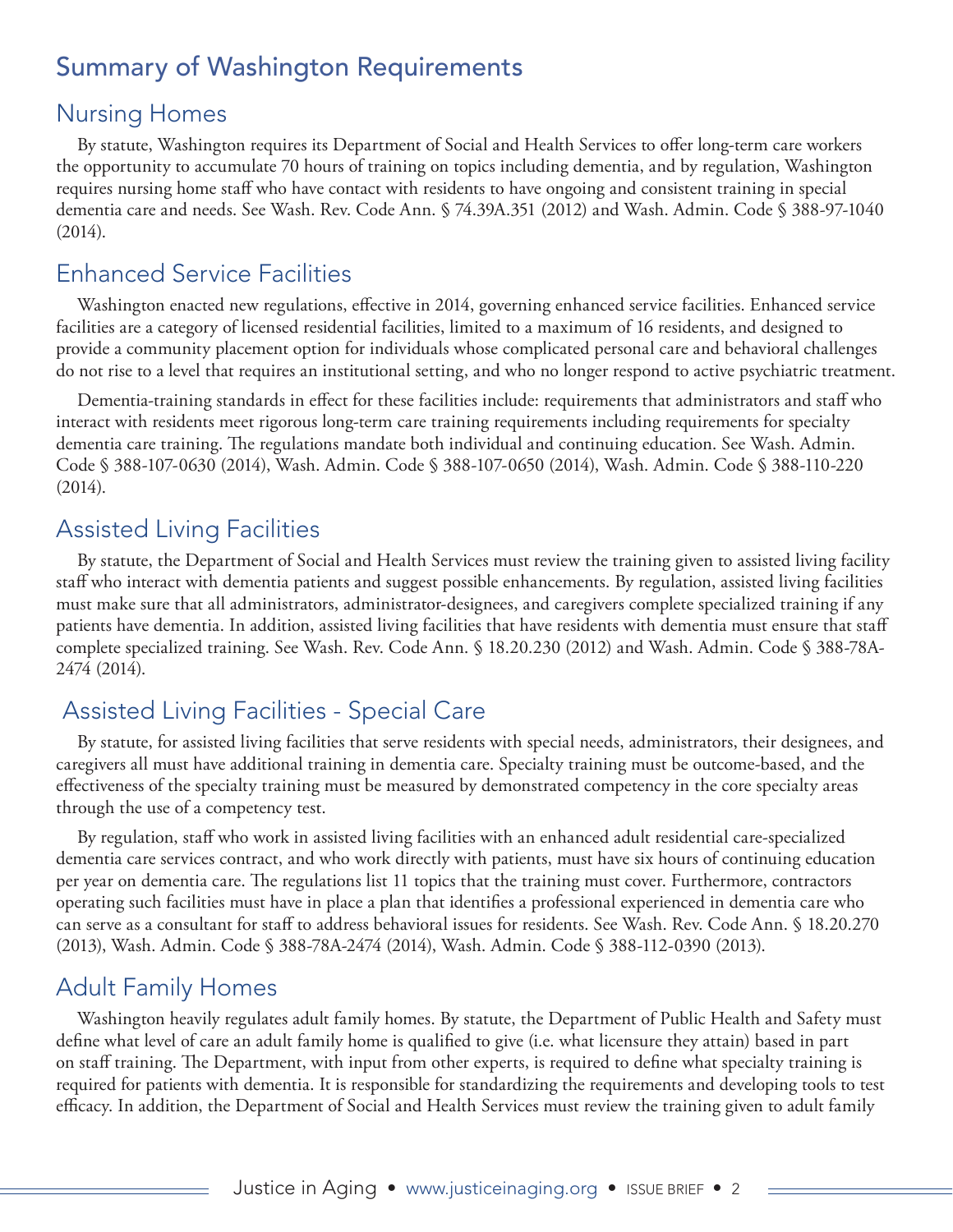## Summary of Washington Requirements

### Nursing Homes

By statute, Washington requires its Department of Social and Health Services to offer long-term care workers the opportunity to accumulate 70 hours of training on topics including dementia, and by regulation, Washington requires nursing home staff who have contact with residents to have ongoing and consistent training in special dementia care and needs. See Wash. Rev. Code Ann. § 74.39A.351 (2012) and Wash. Admin. Code § 388-97-1040 (2014).

### Enhanced Service Facilities

Washington enacted new regulations, effective in 2014, governing enhanced service facilities. Enhanced service facilities are a category of licensed residential facilities, limited to a maximum of 16 residents, and designed to provide a community placement option for individuals whose complicated personal care and behavioral challenges do not rise to a level that requires an institutional setting, and who no longer respond to active psychiatric treatment.

Dementia-training standards in effect for these facilities include: requirements that administrators and staff who interact with residents meet rigorous long-term care training requirements including requirements for specialty dementia care training. The regulations mandate both individual and continuing education. See Wash. Admin. Code § 388-107-0630 (2014), Wash. Admin. Code § 388-107-0650 (2014), Wash. Admin. Code § 388-110-220 (2014).

### Assisted Living Facilities

By statute, the Department of Social and Health Services must review the training given to assisted living facility staff who interact with dementia patients and suggest possible enhancements. By regulation, assisted living facilities must make sure that all administrators, administrator-designees, and caregivers complete specialized training if any patients have dementia. In addition, assisted living facilities that have residents with dementia must ensure that staff complete specialized training. See Wash. Rev. Code Ann. § 18.20.230 (2012) and Wash. Admin. Code § 388-78A-2474 (2014).

### Assisted Living Facilities - Special Care

By statute, for assisted living facilities that serve residents with special needs, administrators, their designees, and caregivers all must have additional training in dementia care. Specialty training must be outcome-based, and the effectiveness of the specialty training must be measured by demonstrated competency in the core specialty areas through the use of a competency test.

By regulation, staff who work in assisted living facilities with an enhanced adult residential care-specialized dementia care services contract, and who work directly with patients, must have six hours of continuing education per year on dementia care. The regulations list 11 topics that the training must cover. Furthermore, contractors operating such facilities must have in place a plan that identifies a professional experienced in dementia care who can serve as a consultant for staff to address behavioral issues for residents. See Wash. Rev. Code Ann. § 18.20.270 (2013), Wash. Admin. Code § 388-78A-2474 (2014), Wash. Admin. Code § 388-112-0390 (2013).

### Adult Family Homes

Washington heavily regulates adult family homes. By statute, the Department of Public Health and Safety must define what level of care an adult family home is qualified to give (i.e. what licensure they attain) based in part on staff training. The Department, with input from other experts, is required to define what specialty training is required for patients with dementia. It is responsible for standardizing the requirements and developing tools to test efficacy. In addition, the Department of Social and Health Services must review the training given to adult family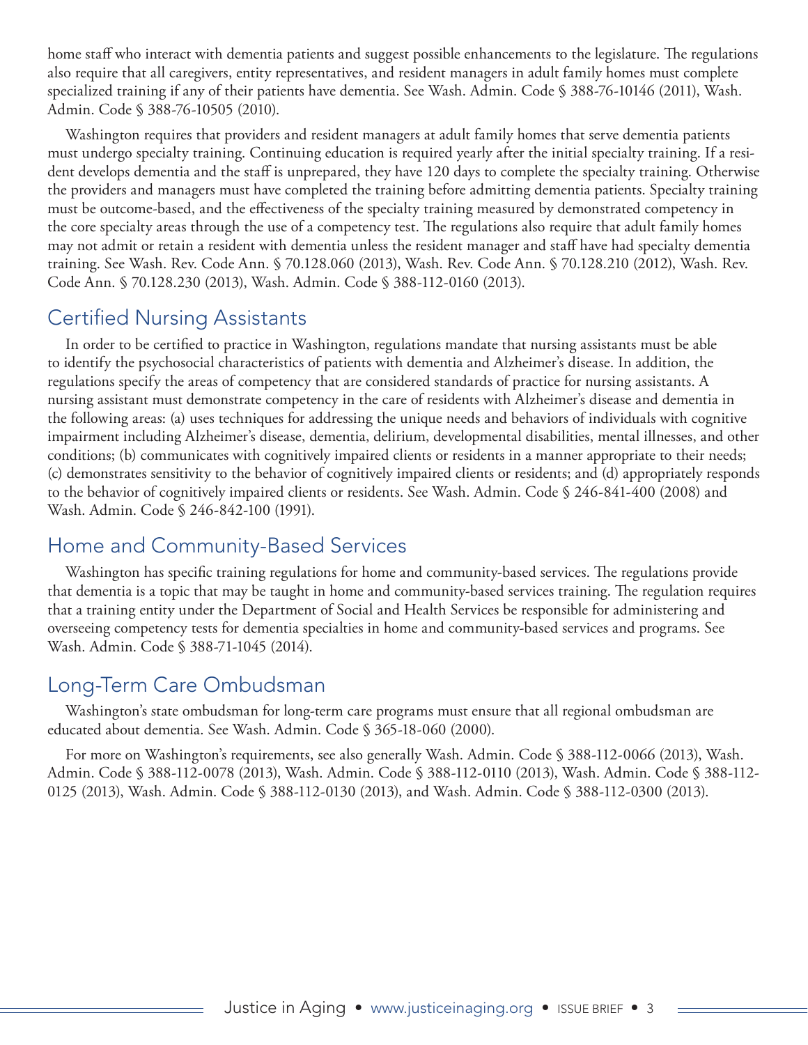home staff who interact with dementia patients and suggest possible enhancements to the legislature. The regulations also require that all caregivers, entity representatives, and resident managers in adult family homes must complete specialized training if any of their patients have dementia. See Wash. Admin. Code § 388-76-10146 (2011), Wash. Admin. Code § 388-76-10505 (2010).

Washington requires that providers and resident managers at adult family homes that serve dementia patients must undergo specialty training. Continuing education is required yearly after the initial specialty training. If a resident develops dementia and the staff is unprepared, they have 120 days to complete the specialty training. Otherwise the providers and managers must have completed the training before admitting dementia patients. Specialty training must be outcome-based, and the effectiveness of the specialty training measured by demonstrated competency in the core specialty areas through the use of a competency test. The regulations also require that adult family homes may not admit or retain a resident with dementia unless the resident manager and staff have had specialty dementia training. See Wash. Rev. Code Ann. § 70.128.060 (2013), Wash. Rev. Code Ann. § 70.128.210 (2012), Wash. Rev. Code Ann. § 70.128.230 (2013), Wash. Admin. Code § 388-112-0160 (2013).

## Certified Nursing Assistants

In order to be certified to practice in Washington, regulations mandate that nursing assistants must be able to identify the psychosocial characteristics of patients with dementia and Alzheimer's disease. In addition, the regulations specify the areas of competency that are considered standards of practice for nursing assistants. A nursing assistant must demonstrate competency in the care of residents with Alzheimer's disease and dementia in the following areas: (a) uses techniques for addressing the unique needs and behaviors of individuals with cognitive impairment including Alzheimer's disease, dementia, delirium, developmental disabilities, mental illnesses, and other conditions; (b) communicates with cognitively impaired clients or residents in a manner appropriate to their needs; (c) demonstrates sensitivity to the behavior of cognitively impaired clients or residents; and (d) appropriately responds to the behavior of cognitively impaired clients or residents. See Wash. Admin. Code § 246-841-400 (2008) and Wash. Admin. Code § 246-842-100 (1991).

## Home and Community-Based Services

Washington has specific training regulations for home and community-based services. The regulations provide that dementia is a topic that may be taught in home and community-based services training. The regulation requires that a training entity under the Department of Social and Health Services be responsible for administering and overseeing competency tests for dementia specialties in home and community-based services and programs. See Wash. Admin. Code § 388-71-1045 (2014).

## Long-Term Care Ombudsman

Washington's state ombudsman for long-term care programs must ensure that all regional ombudsman are educated about dementia. See Wash. Admin. Code § 365-18-060 (2000).

For more on Washington's requirements, see also generally Wash. Admin. Code § 388-112-0066 (2013), Wash. Admin. Code § 388-112-0078 (2013), Wash. Admin. Code § 388-112-0110 (2013), Wash. Admin. Code § 388-112-0125 (2013), Wash. Admin. Code § 388-112-0130 (2013), and Wash. Admin. Code § 388-112-0300 (2013).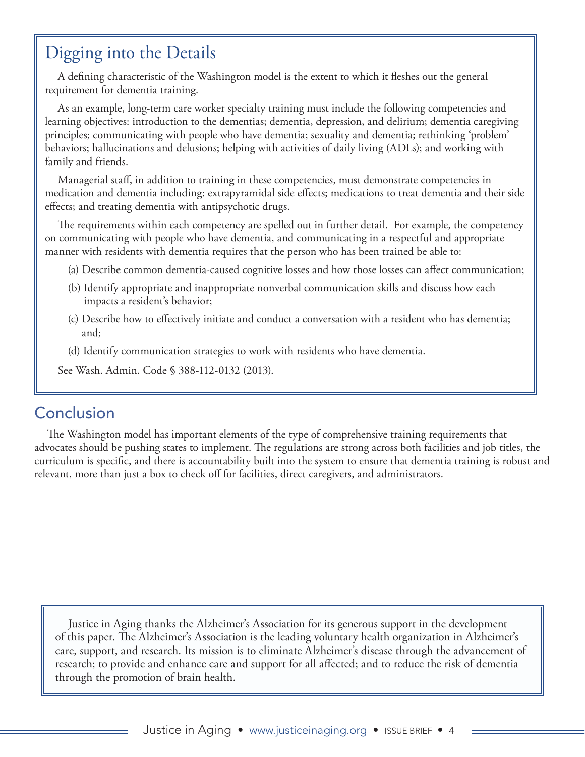## Digging into the Details

A defining characteristic of the Washington model is the extent to which it fleshes out the general requirement for dementia training.

As an example, long-term care worker specialty training must include the following competencies and learning objectives: introduction to the dementias; dementia, depression, and delirium; dementia caregiving principles; communicating with people who have dementia; sexuality and dementia; rethinking 'problem' behaviors; hallucinations and delusions; helping with activities of daily living (ADLs); and working with family and friends.

Managerial staff, in addition to training in these competencies, must demonstrate competencies in medication and dementia including: extrapyramidal side effects; medications to treat dementia and their side effects; and treating dementia with antipsychotic drugs.

The requirements within each competency are spelled out in further detail. For example, the competency on communicating with people who have dementia, and communicating in a respectful and appropriate manner with residents with dementia requires that the person who has been trained be able to:

(a) Describe common dementia-caused cognitive losses and how those losses can affect communication;

(b) Identify appropriate and inappropriate nonverbal communication skills and discuss how each impacts a resident's behavior;

(c) Describe how to effectively initiate and conduct a conversation with a resident who has dementia; and;

(d) Identify communication strategies to work with residents who have dementia.

See Wash. Admin. Code § 388-112-0132 (2013).

## Conclusion

The Washington model has important elements of the type of comprehensive training requirements that advocates should be pushing states to implement. The regulations are strong across both facilities and job titles, the curriculum is specific, and there is accountability built into the system to ensure that dementia training is robust and relevant, more than just a box to check off for facilities, direct caregivers, and administrators.

Justice in Aging thanks the Alzheimer's Association for its generous support in the development of this paper. The Alzheimer's Association is the leading voluntary health organization in Alzheimer's care, support, and research. Its mission is to eliminate Alzheimer's disease through the advancement of research; to provide and enhance care and support for all affected; and to reduce the risk of dementia through the promotion of brain health.